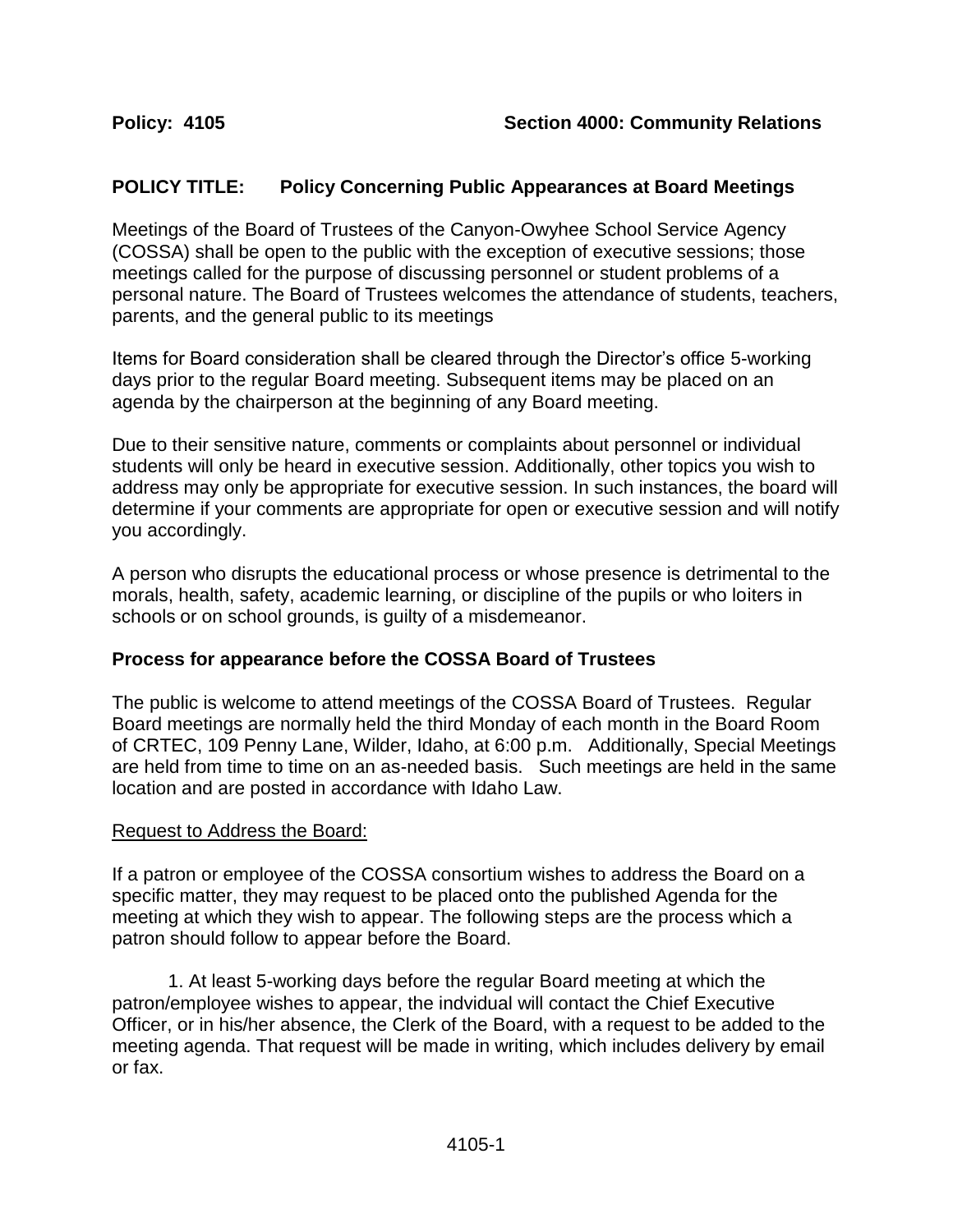**Policy: 4105** **Section 4000: Community Relations**

## POLICY TITLE: Policy Concerning Public Appearances at Board Meetings

Meetings of the Board of Trustees of the Canyon-Owyhee School Service Agency (COSSA) shall be open to the public with the exception of executive sessions; those meetings called for the purpose of discussing personnel or student problems of a personal nature. The Board of Trustees welcomes the attendance of students, teachers, parents, and the general public to its meetings

Items for Board consideration shall be cleared through the Director's office 5-working days prior to the regular Board meeting. Subsequent items may be placed on an agenda by the chairperson at the beginning of any Board meeting.

Due to their sensitive nature, comments or complaints about personnel or individual students will only be heard in executive session. Additionally, other topics you wish to address may only be appropriate for executive session. In such instances, the board will determine if your comments are appropriate for open or executive session and will notify you accordingly.

A person who disrupts the educational process or whose presence is detrimental to the morals, health, safety, academic learning, or discipline of the pupils or who loiters in schools or on school grounds, is guilty of a misdemeanor.

### Process for appearance before the COSSA Board of Trustees

The public is welcome to attend meetings of the COSSA Board of Trustees. Regular Board meetings are normally held the third Monday of each month in the Board Room of CRTEC, 109 Penny Lane, Wilder, Idaho, at 6:00 p.m. Additionally, Special Meetings are held from time to time on an as-needed basis. Such meetings are held in the same location and are posted in accordance with Idaho Law.

Request to Address the Board:

If a patron or employee of the COSSA consortium wishes to address the Board on a specific matter, they may request to be placed onto the published Agenda for the meeting at which they wish to appear. The following steps are the process which a patron should follow to appear before the Board.

1. At least 5-working days before the regular Board meeting at which the patron/employee wishes to appear, the indvidual will contact the Chief Executive Officer, or in his/her absence, the Clerk of the Board, with a request to be added to the meeting agenda. That request will be made in writing, which includes delivery by email or fax.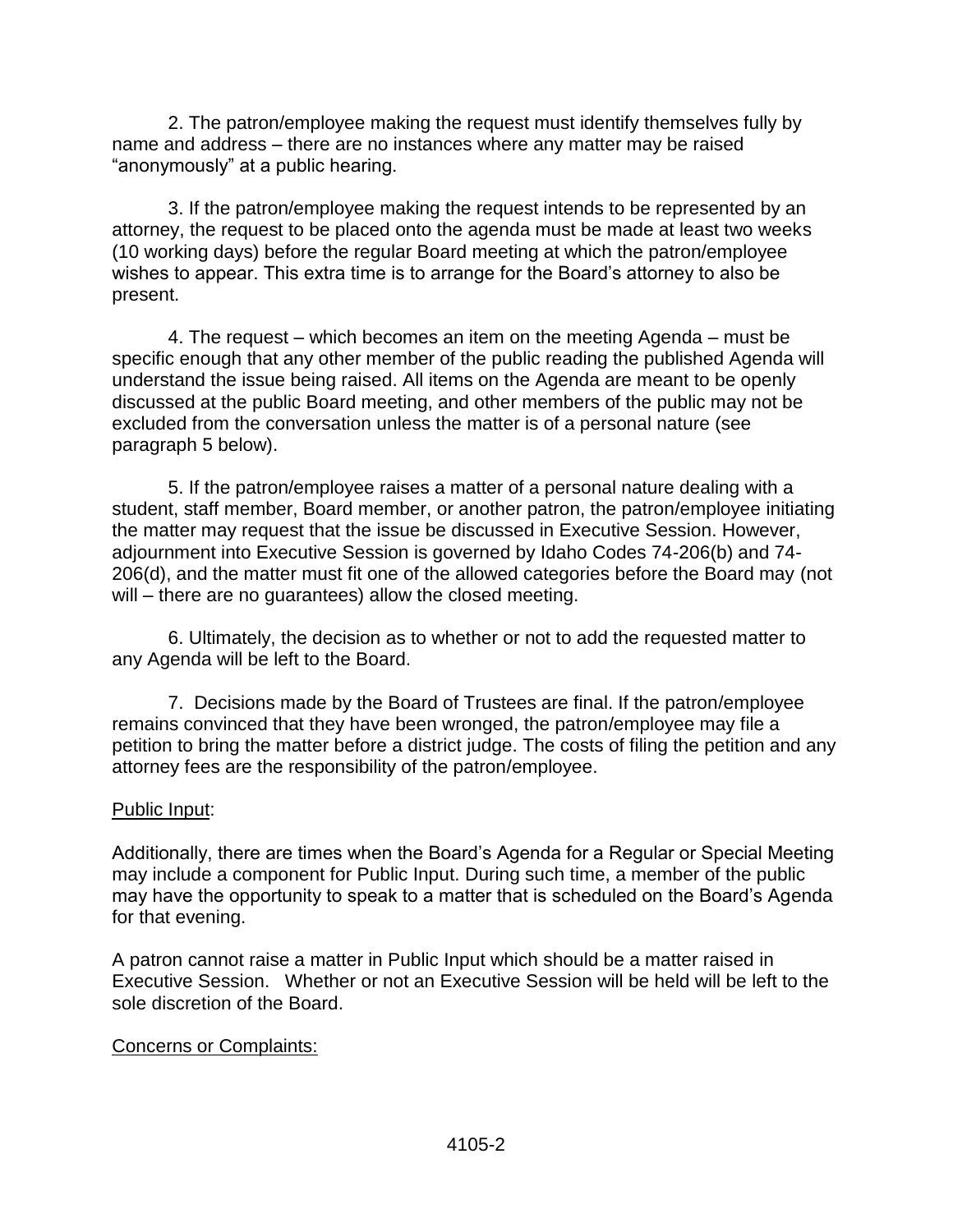2. The patron/employee making the request must identify themselves fully by name and address – there are no instances where any matter may be raised "anonymously" at a public hearing.

3. If the patron/employee making the request intends to be represented by an attorney, the request to be placed onto the agenda must be made at least two weeks (10 working days) before the regular Board meeting at which the patron/employee wishes to appear. This extra time is to arrange for the Board's attorney to also be present.

4. The request – which becomes an item on the meeting Agenda – must be specific enough that any other member of the public reading the published Agenda will understand the issue being raised. All items on the Agenda are meant to be openly discussed at the public Board meeting, and other members of the public may not be excluded from the conversation unless the matter is of a personal nature (see paragraph 5 below).

5. If the patron/employee raises a matter of a personal nature dealing with a student, staff member, Board member, or another patron, the patron/employee initiating the matter may request that the issue be discussed in Executive Session. However, adjournment into Executive Session is governed by Idaho Codes 74-206(b) and 74-206(d), and the matter must fit one of the allowed categories before the Board may (not will – there are no guarantees) allow the closed meeting.

6. Ultimately, the decision as to whether or not to add the requested matter to any Agenda will be left to the Board.

7. Decisions made by the Board of Trustees are final. If the patron/employee remains convinced that they have been wronged, the patron/employee may file a petition to bring the matter before a district judge. The costs of filing the petition and any attorney fees are the responsibility of the patron/employee.

<u>Public Input</u>:

Additionally, there are times when the Board's Agenda for a Regular or Special Meeting may include a component for Public Input. During such time, a member of the public may have the opportunity to speak to a matter that is scheduled on the Board's Agenda for that evening.

A patron cannot raise a matter in Public Input which should be a matter raised in Executive Session. Whether or not an Executive Session will be held will be left to the sole discretion of the Board.

<u>Concerns or Complaints:</u>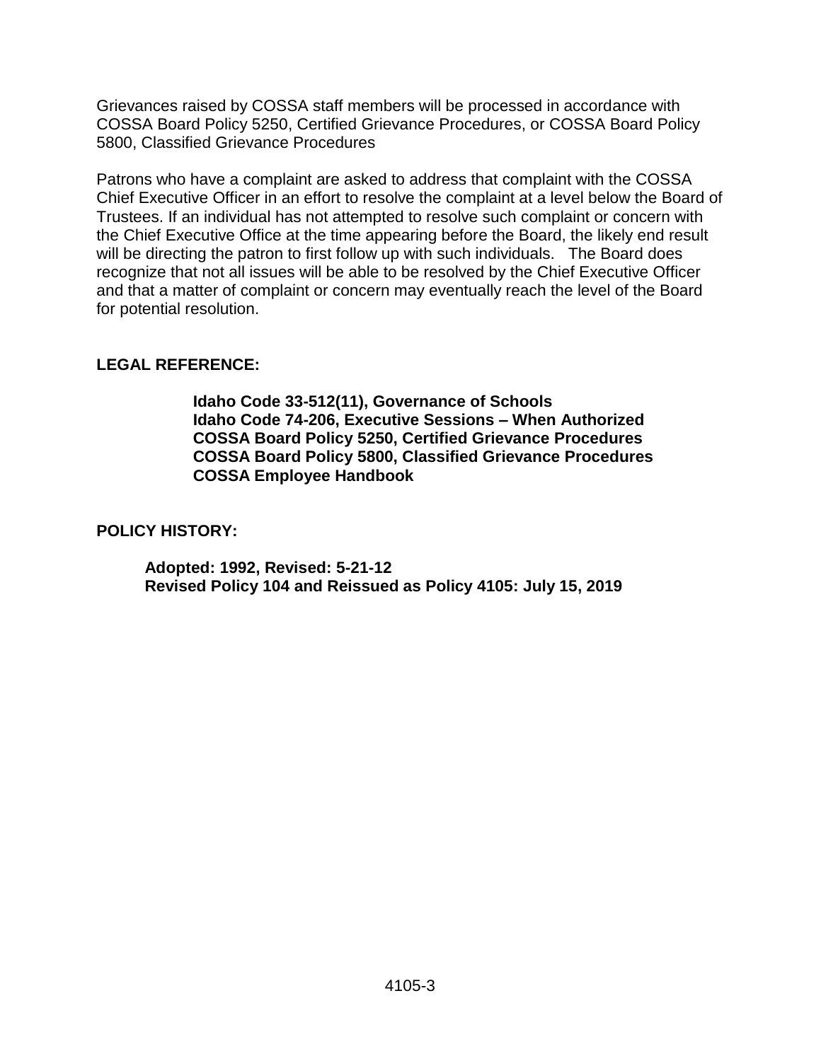Grievances raised by COSSA staff members will be processed in accordance with COSSA Board Policy 5250, Certified Grievance Procedures, or COSSA Board Policy 5800, Classified Grievance Procedures

Patrons who have a complaint are asked to address that complaint with the COSSA Chief Executive Officer in an effort to resolve the complaint at a level below the Board of Trustees. If an individual has not attempted to resolve such complaint or concern with the Chief Executive Office at the time appearing before the Board, the likely end result will be directing the patron to first follow up with such individuals. The Board does recognize that not all issues will be able to be resolved by the Chief Executive Officer and that a matter of complaint or concern may eventually reach the level of the Board for potential resolution.

**LEGAL REFERENCE:**

**Idaho Code 33-512(11), Governance of Schools**
**Idaho Code 74-206, Executive Sessions – When Authorized**
**COSSA Board Policy 5250, Certified Grievance Procedures**
**COSSA Board Policy 5800, Classified Grievance Procedures**
**COSSA Employee Handbook**

**POLICY HISTORY:**

**Adopted: 1992, Revised: 5-21-12**
**Revised Policy 104 and Reissued as Policy 4105: July 15, 2019**